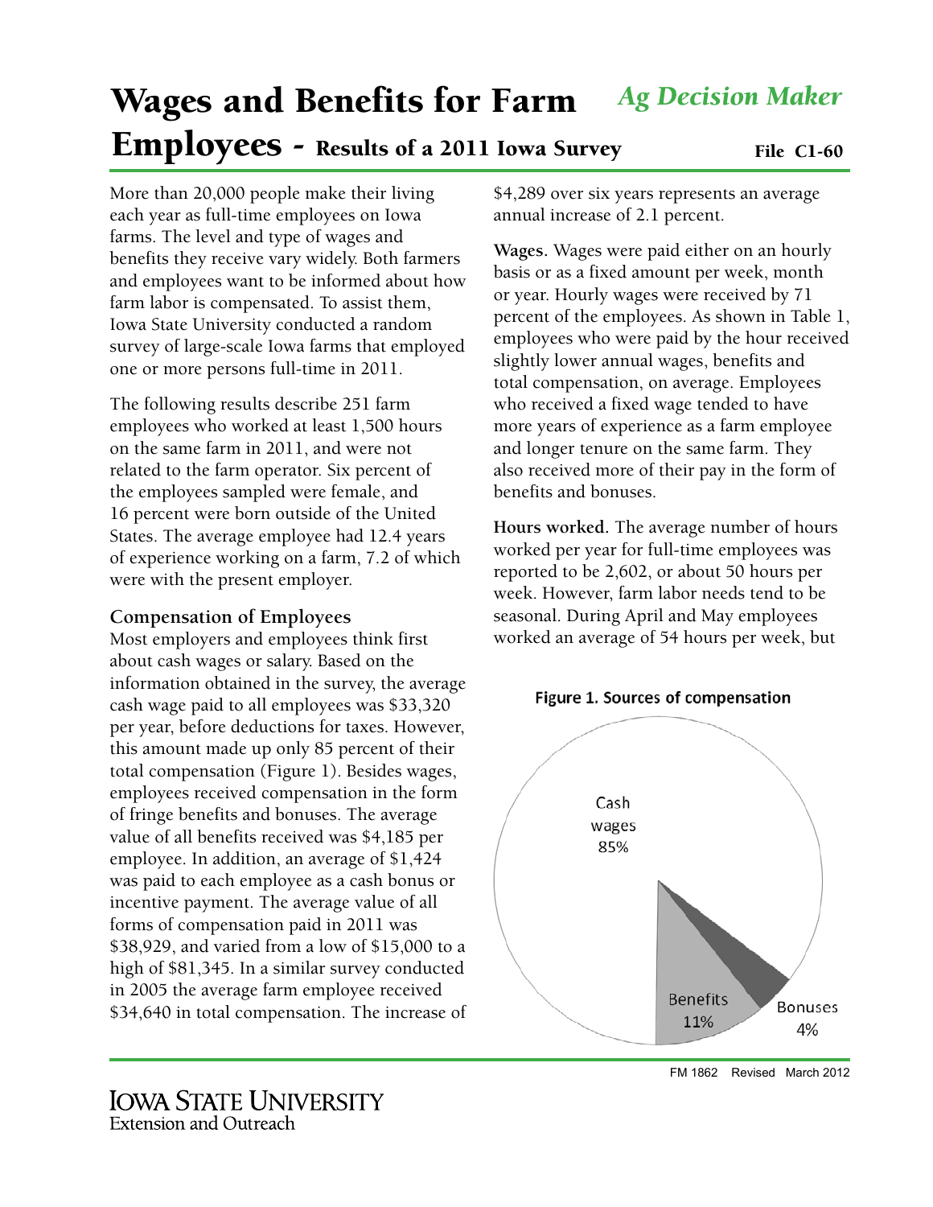# Wages and Benefits for Farm Employees - Results of a 2011 Iowa Survey

*Ag Decision Maker*

File C1-60

More than 20,000 people make their living each year as full-time employees on Iowa farms. The level and type of wages and benefits they receive vary widely. Both farmers and employees want to be informed about how farm labor is compensated. To assist them, Iowa State University conducted a random survey of large-scale Iowa farms that employed one or more persons full-time in 2011.

The following results describe 251 farm employees who worked at least 1,500 hours on the same farm in 2011, and were not related to the farm operator. Six percent of the employees sampled were female, and 16 percent were born outside of the United States. The average employee had 12.4 years of experience working on a farm, 7.2 of which were with the present employer.

### Compensation of Employees

Most employers and employees think first about cash wages or salary. Based on the information obtained in the survey, the average cash wage paid to all employees was $33,320 per year, before deductions for taxes. However, this amount made up only 85 percent of their total compensation (Figure 1). Besides wages, employees received compensation in the form of fringe benefits and bonuses. The average value of all benefits received was $4,185 per employee. In addition, an average of $1,424 was paid to each employee as a cash bonus or incentive payment. The average value of all forms of compensation paid in 2011 was $38,929, and varied from a low of $15,000 to a high of $81,345. In a similar survey conducted in 2005 the average farm employee received $34,640 in total compensation. The increase of $4,289 over six years represents an average annual increase of 2.1 percent.

**Wages.** Wages were paid either on an hourly basis or as a fixed amount per week, month or year. Hourly wages were received by 71 percent of the employees. As shown in Table 1, employees who were paid by the hour received slightly lower annual wages, benefits and total compensation, on average. Employees who received a fixed wage tended to have more years of experience as a farm employee and longer tenure on the same farm. They also received more of their pay in the form of benefits and bonuses.

**Hours worked.** The average number of hours worked per year for full-time employees was reported to be 2,602, or about 50 hours per week. However, farm labor needs tend to be seasonal. During April and May employees worked an average of 54 hours per week, but

**Figure 1. Sources of compensation**

| Source | Share |
| --- | --- |
| Cash wages | 85% |
| Benefits | 11% |
| Bonuses | 4% |

FM 1862 Revised March 2012

Iowa State University Extension and Outreach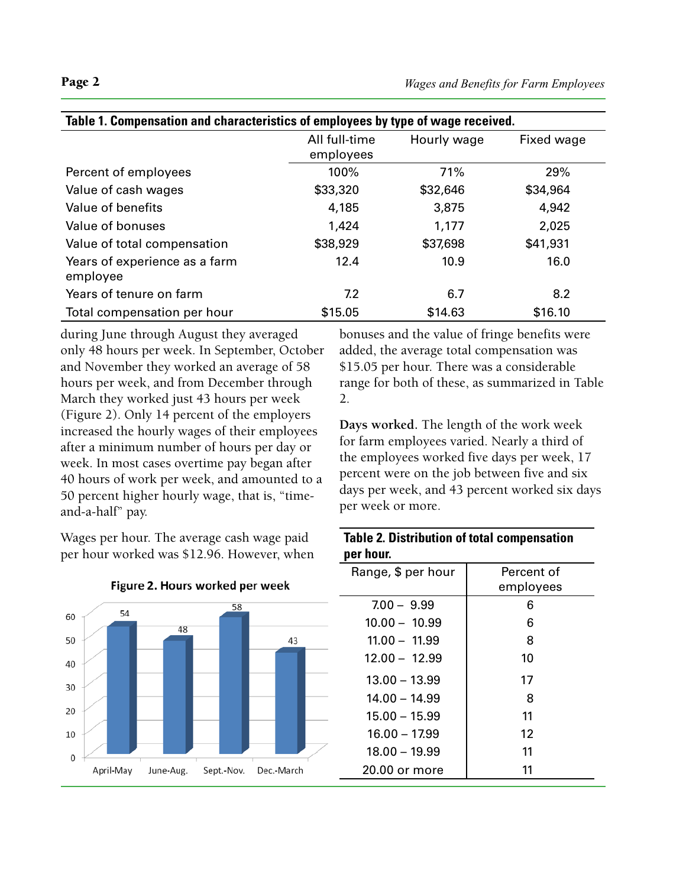**Table 1. Compensation and characteristics of employees by type of wage received.**

| | All full-time employees | Hourly wage | Fixed wage |
|---|---|---|---|
| Percent of employees | 100% | 71% | 29% |
| Value of cash wages | $33,320 | $32,646 | $34,964 |
| Value of benefits | 4,185 | 3,875 | 4,942 |
| Value of bonuses | 1,424 | 1,177 | 2,025 |
| Value of total compensation | $38,929 | $37,698 | $41,931 |
| Years of experience as a farm employee | 12.4 | 10.9 | 16.0 |
| Years of tenure on farm | 7.2 | 6.7 | 8.2 |
| Total compensation per hour | $15.05 | $14.63 | $16.10 |

during June through August they averaged only 48 hours per week. In September, October and November they worked an average of 58 hours per week, and from December through March they worked just 43 hours per week (Figure 2). Only 14 percent of the employers increased the hourly wages of their employees after a minimum number of hours per day or week. In most cases overtime pay began after 40 hours of work per week, and amounted to a 50 percent higher hourly wage, that is, "time-and-a-half" pay.

Wages per hour. The average cash wage paid per hour worked was $12.96. However, when bonuses and the value of fringe benefits were added, the average total compensation was $15.05 per hour. There was a considerable range for both of these, as summarized in Table 2.

**Figure 2. Hours worked per week**

| Period | Hours per week |
|---|---|
| April-May | 54 |
| June-Aug. | 48 |
| Sept.-Nov. | 58 |
| Dec.-March | 43 |

**Days worked.** The length of the work week for farm employees varied. Nearly a third of the employees worked five days per week, 17 percent were on the job between five and six days per week, and 43 percent worked six days per week or more.

**Table 2. Distribution of total compensation per hour.**

| Range, $ per hour | Percent of employees |
|---|---|
| 7.00 – 9.99 | 6 |
| 10.00 – 10.99 | 6 |
| 11.00 – 11.99 | 8 |
| 12.00 – 12.99 | 10 |
| 13.00 – 13.99 | 17 |
| 14.00 – 14.99 | 8 |
| 15.00 – 15.99 | 11 |
| 16.00 – 17.99 | 12 |
| 18.00 – 19.99 | 11 |
| 20.00 or more | 11 |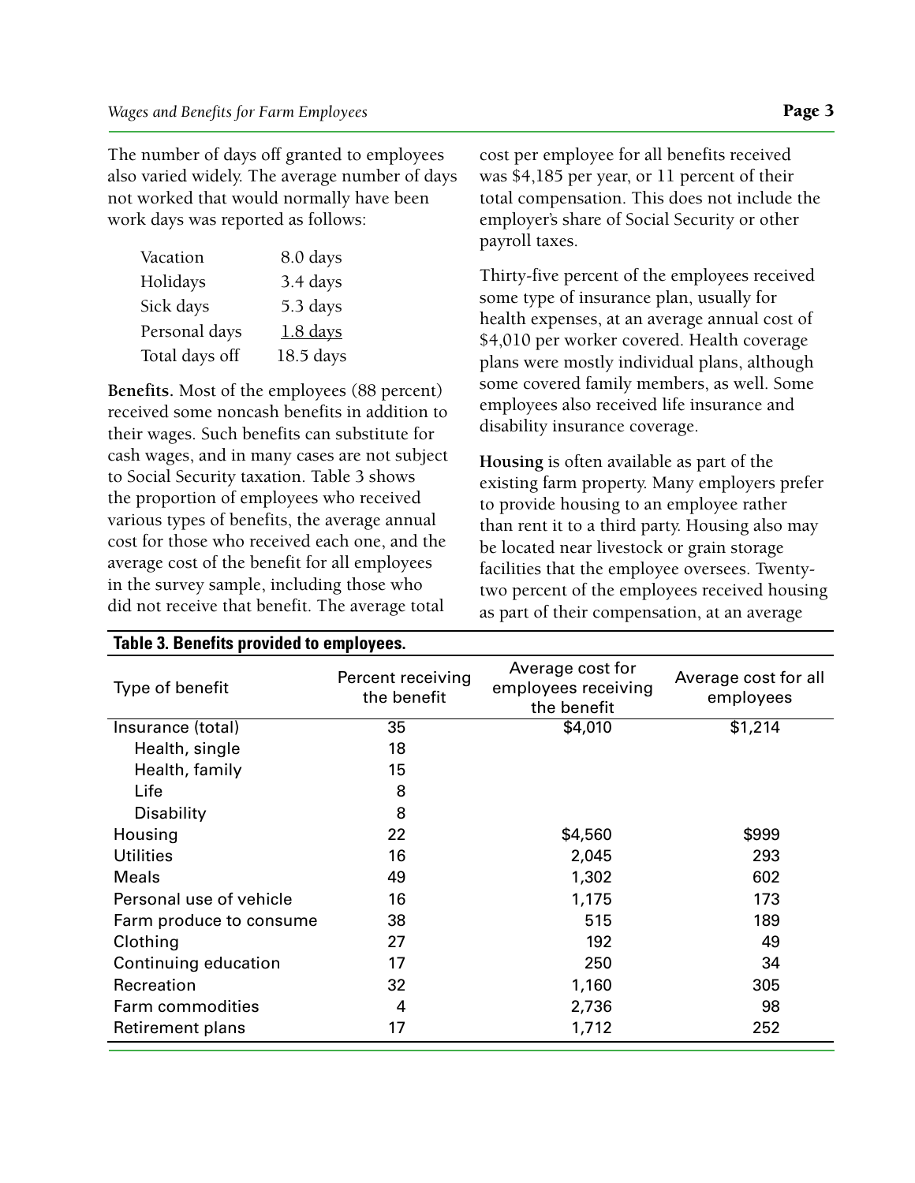The number of days off granted to employees also varied widely. The average number of days not worked that would normally have been work days was reported as follows:

| | |
|---|---|
| Vacation | 8.0 days |
| Holidays | 3.4 days |
| Sick days | 5.3 days |
| Personal days | 1.8 days |
| Total days off | 18.5 days |

**Benefits.** Most of the employees (88 percent) received some noncash benefits in addition to their wages. Such benefits can substitute for cash wages, and in many cases are not subject to Social Security taxation. Table 3 shows the proportion of employees who received various types of benefits, the average annual cost for those who received each one, and the average cost of the benefit for all employees in the survey sample, including those who did not receive that benefit. The average total cost per employee for all benefits received was $4,185 per year, or 11 percent of their total compensation. This does not include the employer's share of Social Security or other payroll taxes.

Thirty-five percent of the employees received some type of insurance plan, usually for health expenses, at an average annual cost of $4,010 per worker covered. Health coverage plans were mostly individual plans, although some covered family members, as well. Some employees also received life insurance and disability insurance coverage.

**Housing** is often available as part of the existing farm property. Many employers prefer to provide housing to an employee rather than rent it to a third party. Housing also may be located near livestock or grain storage facilities that the employee oversees. Twenty-two percent of the employees received housing as part of their compensation, at an average

**Table 3. Benefits provided to employees.**

| Type of benefit | Percent receiving the benefit | Average cost for employees receiving the benefit | Average cost for all employees |
|---|---|---|---|
| Insurance (total) | 35 | $4,010 | $1,214 |
| Health, single | 18 | | |
| Health, family | 15 | | |
| Life | 8 | | |
| Disability | 8 | | |
| Housing | 22 | $4,560 | $999 |
| Utilities | 16 | 2,045 | 293 |
| Meals | 49 | 1,302 | 602 |
| Personal use of vehicle | 16 | 1,175 | 173 |
| Farm produce to consume | 38 | 515 | 189 |
| Clothing | 27 | 192 | 49 |
| Continuing education | 17 | 250 | 34 |
| Recreation | 32 | 1,160 | 305 |
| Farm commodities | 4 | 2,736 | 98 |
| Retirement plans | 17 | 1,712 | 252 |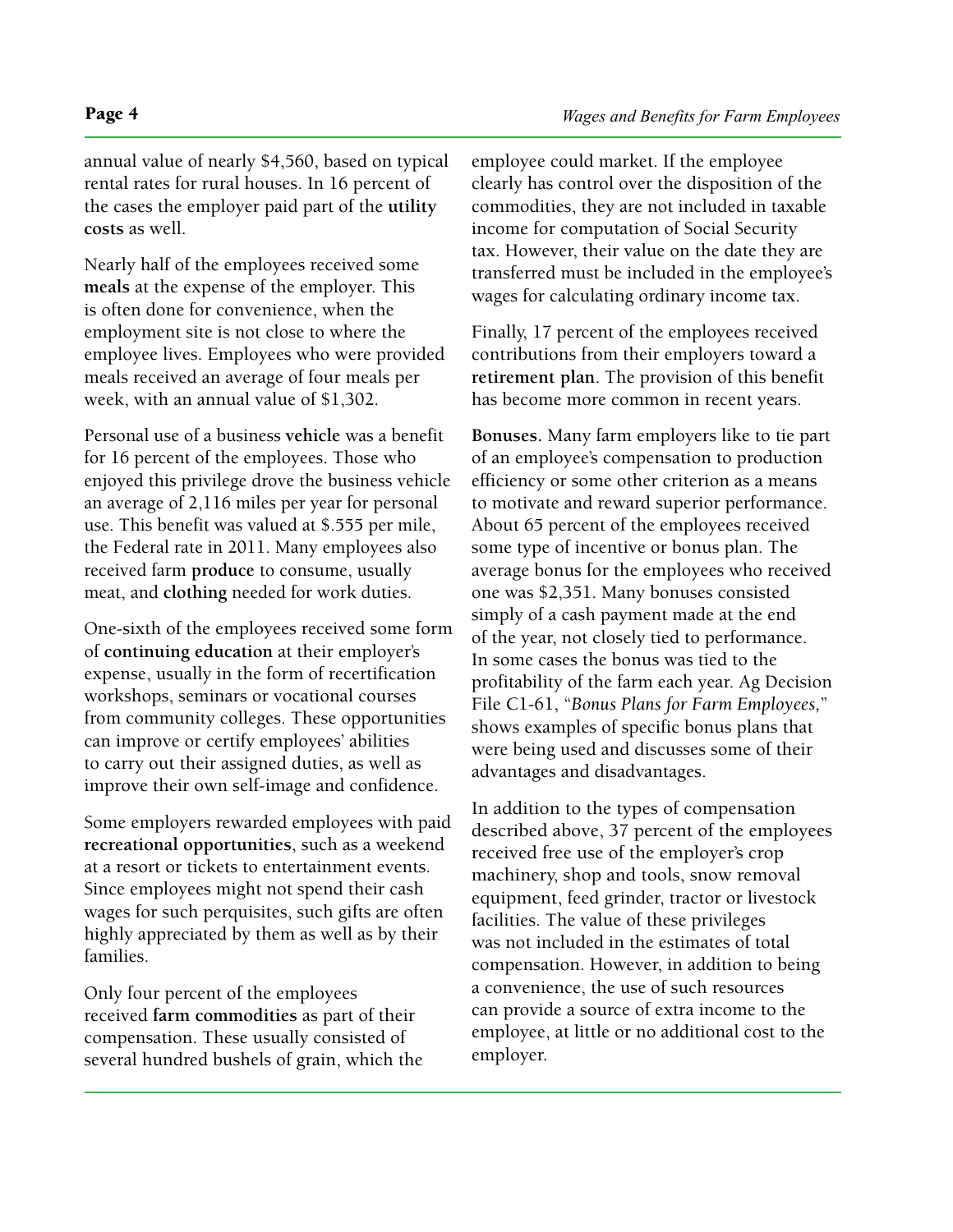annual value of nearly $4,560, based on typical rental rates for rural houses. In 16 percent of the cases the employer paid part of the **utility costs** as well.

Nearly half of the employees received some **meals** at the expense of the employer. This is often done for convenience, when the employment site is not close to where the employee lives. Employees who were provided meals received an average of four meals per week, with an annual value of $1,302.

Personal use of a business **vehicle** was a benefit for 16 percent of the employees. Those who enjoyed this privilege drove the business vehicle an average of 2,116 miles per year for personal use. This benefit was valued at $.555 per mile, the Federal rate in 2011. Many employees also received farm **produce** to consume, usually meat, and **clothing** needed for work duties.

One-sixth of the employees received some form of **continuing education** at their employer's expense, usually in the form of recertification workshops, seminars or vocational courses from community colleges. These opportunities can improve or certify employees' abilities to carry out their assigned duties, as well as improve their own self-image and confidence.

Some employers rewarded employees with paid **recreational opportunities**, such as a weekend at a resort or tickets to entertainment events. Since employees might not spend their cash wages for such perquisites, such gifts are often highly appreciated by them as well as by their families.

Only four percent of the employees received **farm commodities** as part of their compensation. These usually consisted of several hundred bushels of grain, which the employee could market. If the employee clearly has control over the disposition of the commodities, they are not included in taxable income for computation of Social Security tax. However, their value on the date they are transferred must be included in the employee's wages for calculating ordinary income tax.

Finally, 17 percent of the employees received contributions from their employers toward a **retirement plan**. The provision of this benefit has become more common in recent years.

**Bonuses.** Many farm employers like to tie part of an employee's compensation to production efficiency or some other criterion as a means to motivate and reward superior performance. About 65 percent of the employees received some type of incentive or bonus plan. The average bonus for the employees who received one was $2,351. Many bonuses consisted simply of a cash payment made at the end of the year, not closely tied to performance. In some cases the bonus was tied to the profitability of the farm each year. Ag Decision File C1-61, "*Bonus Plans for Farm Employees,*" shows examples of specific bonus plans that were being used and discusses some of their advantages and disadvantages.

In addition to the types of compensation described above, 37 percent of the employees received free use of the employer's crop machinery, shop and tools, snow removal equipment, feed grinder, tractor or livestock facilities. The value of these privileges was not included in the estimates of total compensation. However, in addition to being a convenience, the use of such resources can provide a source of extra income to the employee, at little or no additional cost to the employer.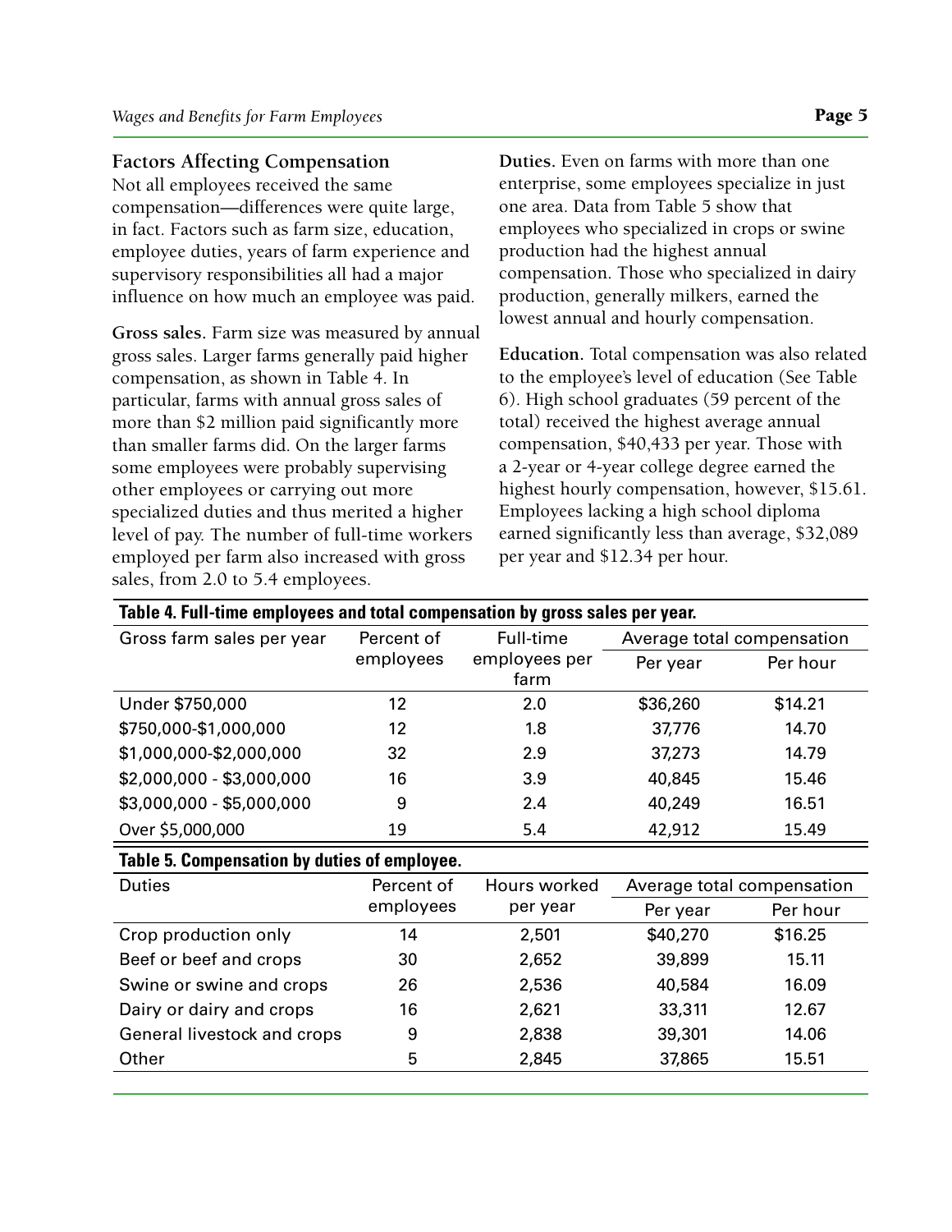## Factors Affecting Compensation

Not all employees received the same compensation—differences were quite large, in fact. Factors such as farm size, education, employee duties, years of farm experience and supervisory responsibilities all had a major influence on how much an employee was paid.

**Gross sales.** Farm size was measured by annual gross sales. Larger farms generally paid higher compensation, as shown in Table 4. In particular, farms with annual gross sales of more than $2 million paid significantly more than smaller farms did. On the larger farms some employees were probably supervising other employees or carrying out more specialized duties and thus merited a higher level of pay. The number of full-time workers employed per farm also increased with gross sales, from 2.0 to 5.4 employees.

**Duties.** Even on farms with more than one enterprise, some employees specialize in just one area. Data from Table 5 show that employees who specialized in crops or swine production had the highest annual compensation. Those who specialized in dairy production, generally milkers, earned the lowest annual and hourly compensation.

**Education.** Total compensation was also related to the employee's level of education (See Table 6). High school graduates (59 percent of the total) received the highest average annual compensation, $40,433 per year. Those with a 2-year or 4-year college degree earned the highest hourly compensation, however, $15.61. Employees lacking a high school diploma earned significantly less than average, $32,089 per year and $12.34 per hour.

**Table 4. Full-time employees and total compensation by gross sales per year.**

| Gross farm sales per year | Percent of employees | Full-time employees per farm | Average total compensation | |
|---|---|---|---|---|
| | | | Per year | Per hour |
| Under $750,000 | 12 | 2.0 | $36,260 | $14.21 |
| $750,000-$1,000,000 | 12 | 1.8 | 37,776 | 14.70 |
| $1,000,000-$2,000,000 | 32 | 2.9 | 37,273 | 14.79 |
| $2,000,000 - $3,000,000 | 16 | 3.9 | 40,845 | 15.46 |
| $3,000,000 - $5,000,000 | 9 | 2.4 | 40,249 | 16.51 |
| Over $5,000,000 | 19 | 5.4 | 42,912 | 15.49 |

**Table 5. Compensation by duties of employee.**

| Duties | Percent of employees | Hours worked per year | Average total compensation | |
|---|---|---|---|---|
| | | | Per year | Per hour |
| Crop production only | 14 | 2,501 | $40,270 | $16.25 |
| Beef or beef and crops | 30 | 2,652 | 39,899 | 15.11 |
| Swine or swine and crops | 26 | 2,536 | 40,584 | 16.09 |
| Dairy or dairy and crops | 16 | 2,621 | 33,311 | 12.67 |
| General livestock and crops | 9 | 2,838 | 39,301 | 14.06 |
| Other | 5 | 2,845 | 37,865 | 15.51 |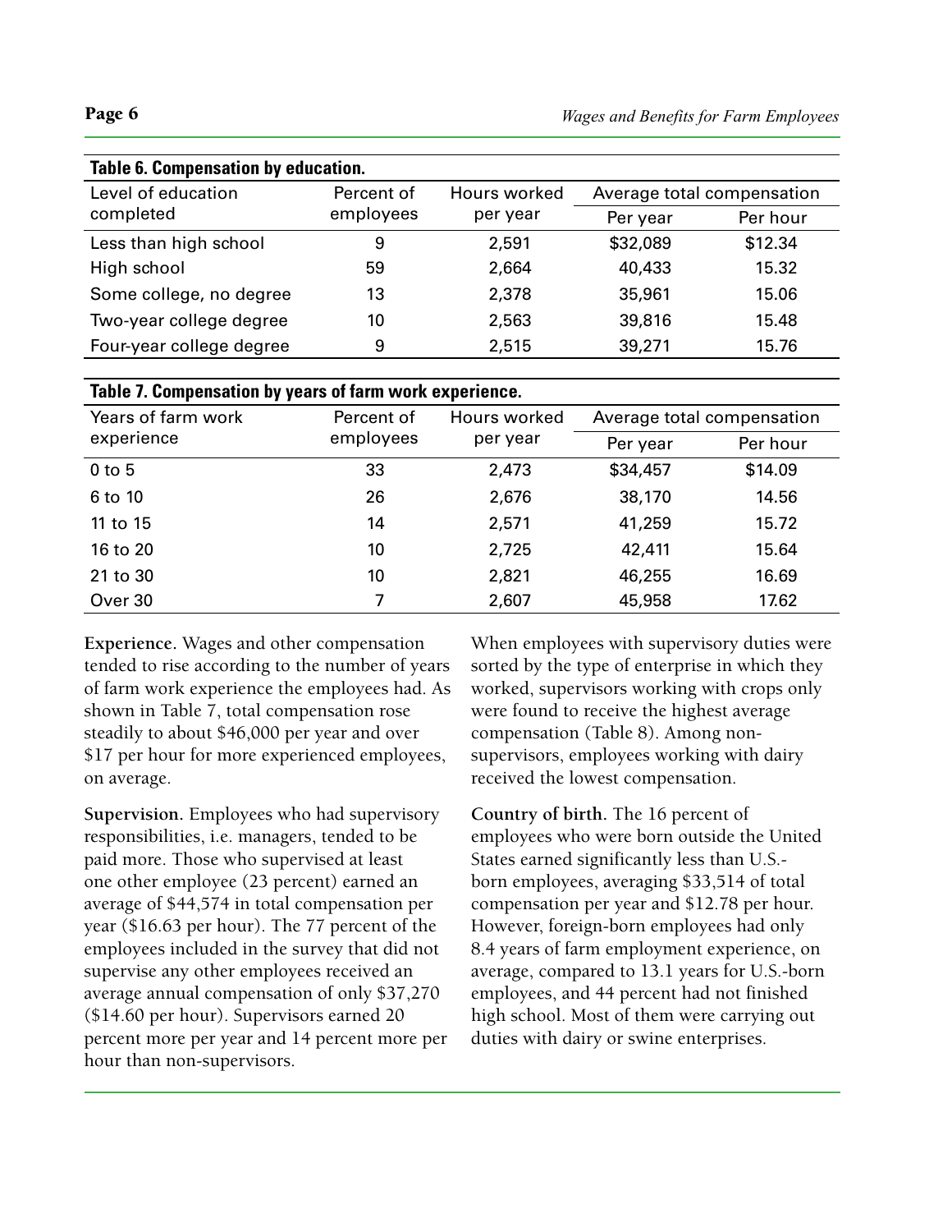**Table 6. Compensation by education.**

| Level of education completed | Percent of employees | Hours worked per year | Average total compensation | |
|---|---|---|---|---|
| | | | Per year | Per hour |
| Less than high school | 9 | 2,591 | $32,089 | $12.34 |
| High school | 59 | 2,664 | 40,433 | 15.32 |
| Some college, no degree | 13 | 2,378 | 35,961 | 15.06 |
| Two-year college degree | 10 | 2,563 | 39,816 | 15.48 |
| Four-year college degree | 9 | 2,515 | 39,271 | 15.76 |

**Table 7. Compensation by years of farm work experience.**

| Years of farm work experience | Percent of employees | Hours worked per year | Average total compensation | |
|---|---|---|---|---|
| | | | Per year | Per hour |
| 0 to 5 | 33 | 2,473 | $34,457 | $14.09 |
| 6 to 10 | 26 | 2,676 | 38,170 | 14.56 |
| 11 to 15 | 14 | 2,571 | 41,259 | 15.72 |
| 16 to 20 | 10 | 2,725 | 42,411 | 15.64 |
| 21 to 30 | 10 | 2,821 | 46,255 | 16.69 |
| Over 30 | 7 | 2,607 | 45,958 | 17.62 |

**Experience.** Wages and other compensation tended to rise according to the number of years of farm work experience the employees had. As shown in Table 7, total compensation rose steadily to about $46,000 per year and over $17 per hour for more experienced employees, on average.

**Supervision.** Employees who had supervisory responsibilities, i.e. managers, tended to be paid more. Those who supervised at least one other employee (23 percent) earned an average of $44,574 in total compensation per year ($16.63 per hour). The 77 percent of the employees included in the survey that did not supervise any other employees received an average annual compensation of only $37,270 ($14.60 per hour). Supervisors earned 20 percent more per year and 14 percent more per hour than non-supervisors.

When employees with supervisory duties were sorted by the type of enterprise in which they worked, supervisors working with crops only were found to receive the highest average compensation (Table 8). Among non-supervisors, employees working with dairy received the lowest compensation.

**Country of birth.** The 16 percent of employees who were born outside the United States earned significantly less than U.S.-born employees, averaging $33,514 of total compensation per year and $12.78 per hour. However, foreign-born employees had only 8.4 years of farm employment experience, on average, compared to 13.1 years for U.S.-born employees, and 44 percent had not finished high school. Most of them were carrying out duties with dairy or swine enterprises.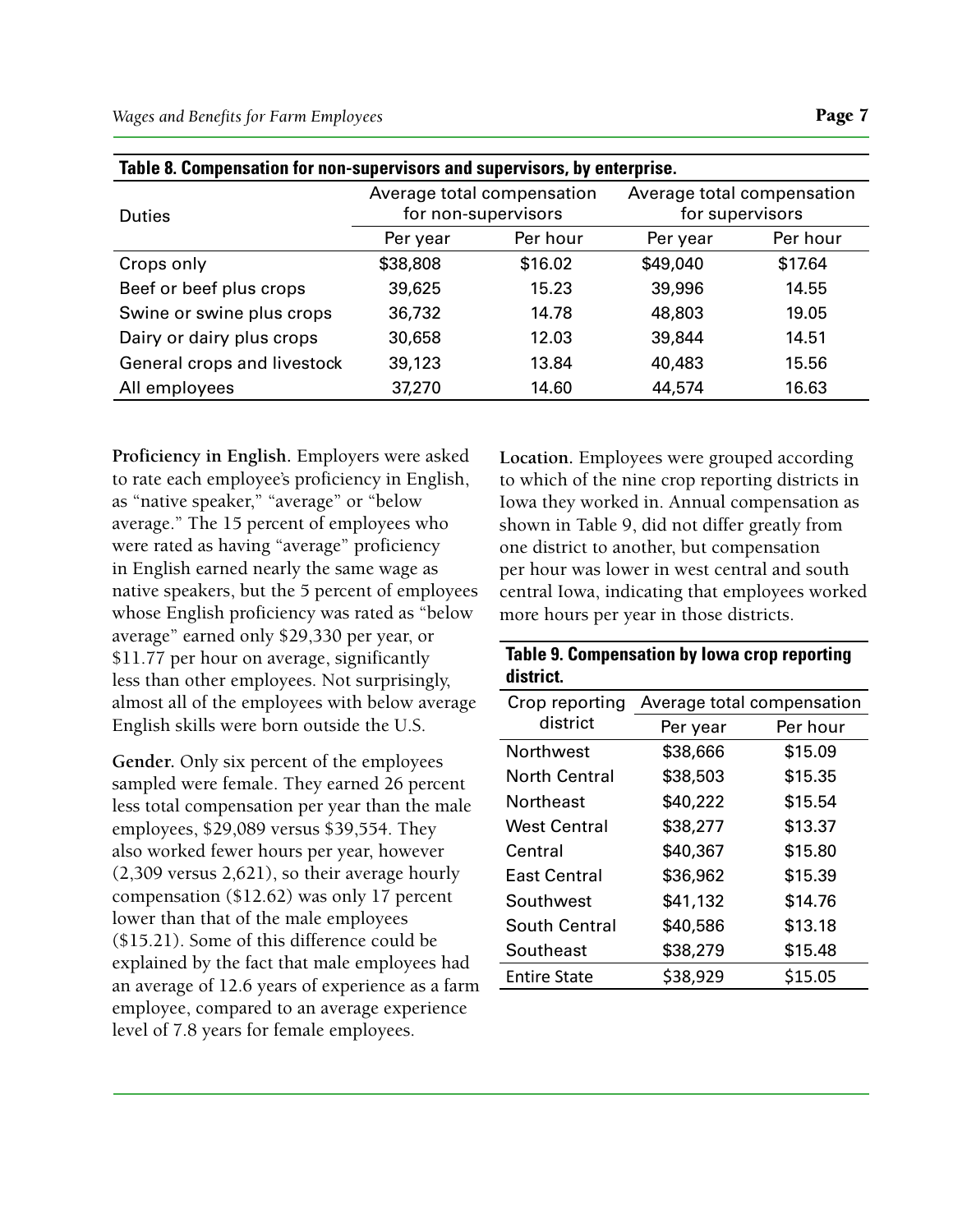**Table 8. Compensation for non-supervisors and supervisors, by enterprise.**

| Duties | Average total compensation for non-supervisors | | Average total compensation for supervisors | |
|---|---|---|---|---|
| | Per year | Per hour | Per year | Per hour |
| Crops only | $38,808 | $16.02 | $49,040 | $17.64 |
| Beef or beef plus crops | 39,625 | 15.23 | 39,996 | 14.55 |
| Swine or swine plus crops | 36,732 | 14.78 | 48,803 | 19.05 |
| Dairy or dairy plus crops | 30,658 | 12.03 | 39,844 | 14.51 |
| General crops and livestock | 39,123 | 13.84 | 40,483 | 15.56 |
| All employees | 37,270 | 14.60 | 44,574 | 16.63 |

**Proficiency in English.** Employers were asked to rate each employee's proficiency in English, as "native speaker," "average" or "below average." The 15 percent of employees who were rated as having "average" proficiency in English earned nearly the same wage as native speakers, but the 5 percent of employees whose English proficiency was rated as "below average" earned only $29,330 per year, or $11.77 per hour on average, significantly less than other employees. Not surprisingly, almost all of the employees with below average English skills were born outside the U.S.

**Gender.** Only six percent of the employees sampled were female. They earned 26 percent less total compensation per year than the male employees, $29,089 versus $39,554. They also worked fewer hours per year, however (2,309 versus 2,621), so their average hourly compensation ($12.62) was only 17 percent lower than that of the male employees ($15.21). Some of this difference could be explained by the fact that male employees had an average of 12.6 years of experience as a farm employee, compared to an average experience level of 7.8 years for female employees.

**Location.** Employees were grouped according to which of the nine crop reporting districts in Iowa they worked in. Annual compensation as shown in Table 9, did not differ greatly from one district to another, but compensation per hour was lower in west central and south central Iowa, indicating that employees worked more hours per year in those districts.

**Table 9. Compensation by Iowa crop reporting district.**

| Crop reporting district | Average total compensation | |
|---|---|---|
| | Per year | Per hour |
| Northwest | $38,666 | $15.09 |
| North Central | $38,503 | $15.35 |
| Northeast | $40,222 | $15.54 |
| West Central | $38,277 | $13.37 |
| Central | $40,367 | $15.80 |
| East Central | $36,962 | $15.39 |
| Southwest | $41,132 | $14.76 |
| South Central | $40,586 | $13.18 |
| Southeast | $38,279 | $15.48 |
| Entire State | $38,929 | $15.05 |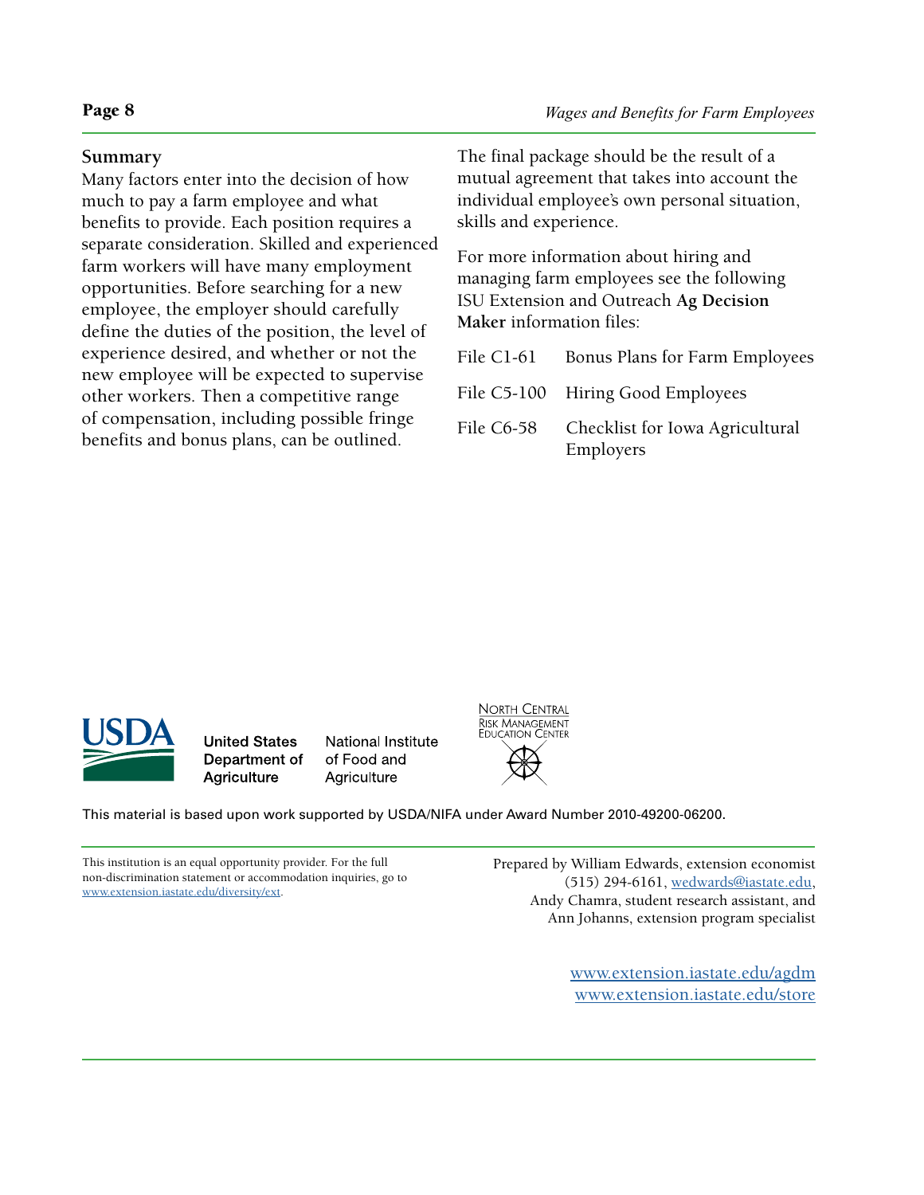## Summary

Many factors enter into the decision of how much to pay a farm employee and what benefits to provide. Each position requires a separate consideration. Skilled and experienced farm workers will have many employment opportunities. Before searching for a new employee, the employer should carefully define the duties of the position, the level of experience desired, and whether or not the new employee will be expected to supervise other workers. Then a competitive range of compensation, including possible fringe benefits and bonus plans, can be outlined.

The final package should be the result of a mutual agreement that takes into account the individual employee's own personal situation, skills and experience.

For more information about hiring and managing farm employees see the following ISU Extension and Outreach **Ag Decision Maker** information files:

| | |
|---|---|
| File C1-61 | Bonus Plans for Farm Employees |
| File C5-100 | Hiring Good Employees |
| File C6-58 | Checklist for Iowa Agricultural Employers |

USDA United States Department of Agriculture

National Institute of Food and Agriculture

North Central Risk Management Education Center

This material is based upon work supported by USDA/NIFA under Award Number 2010-49200-06200.

This institution is an equal opportunity provider. For the full non-discrimination statement or accommodation inquiries, go to www.extension.iastate.edu/diversity/ext.

Prepared by William Edwards, extension economist (515) 294-6161, wedwards@iastate.edu, Andy Chamra, student research assistant, and Ann Johanns, extension program specialist

www.extension.iastate.edu/agdm
www.extension.iastate.edu/store